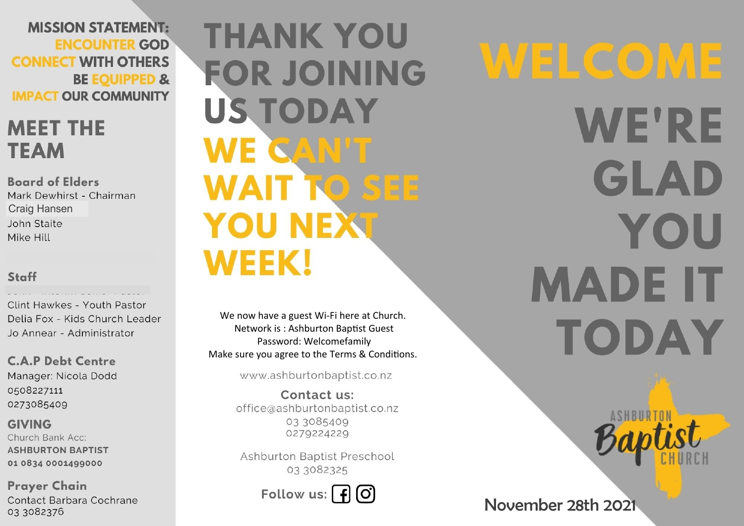MISSION STATEMENT:
ENCOUNTER GOD
CONNECT WITH OTHERS
BE EQUIPPED &
IMPACT OUR COMMUNITY

## MEET THE TEAM

### Board of Elders

Mark Dewhirst - Chairman
Craig Hansen
John Staite
Mike Hill

### Staff

Clint Hawkes - Youth Pastor
Delia Fox - Kids Church Leader
Jo Annear - Administrator

### C.A.P Debt Centre

Manager: Nicola Dodd
0508227111
0273085409

### GIVING

Church Bank Acc:
**ASHBURTON BAPTIST**
**01 0834 0001499000**

### Prayer Chain

Contact Barbara Cochrane
03 3082376

# THANK YOU FOR JOINING US TODAY

# WE CAN'T WAIT TO SEE YOU NEXT WEEK!

We now have a guest Wi-Fi here at Church.
Network is : Ashburton Baptist Guest
Password: Welcomefamily
Make sure you agree to the Terms & Conditions.

www.ashburtonbaptist.co.nz

**Contact us:**
office@ashburtonbaptist.co.nz
03 3085409
0279224229

Ashburton Baptist Preschool
03 3082325

Follow us:

# WELCOME

# WE'RE GLAD YOU MADE IT TODAY

ASHBURTON Baptist CHURCH

November 28th 2021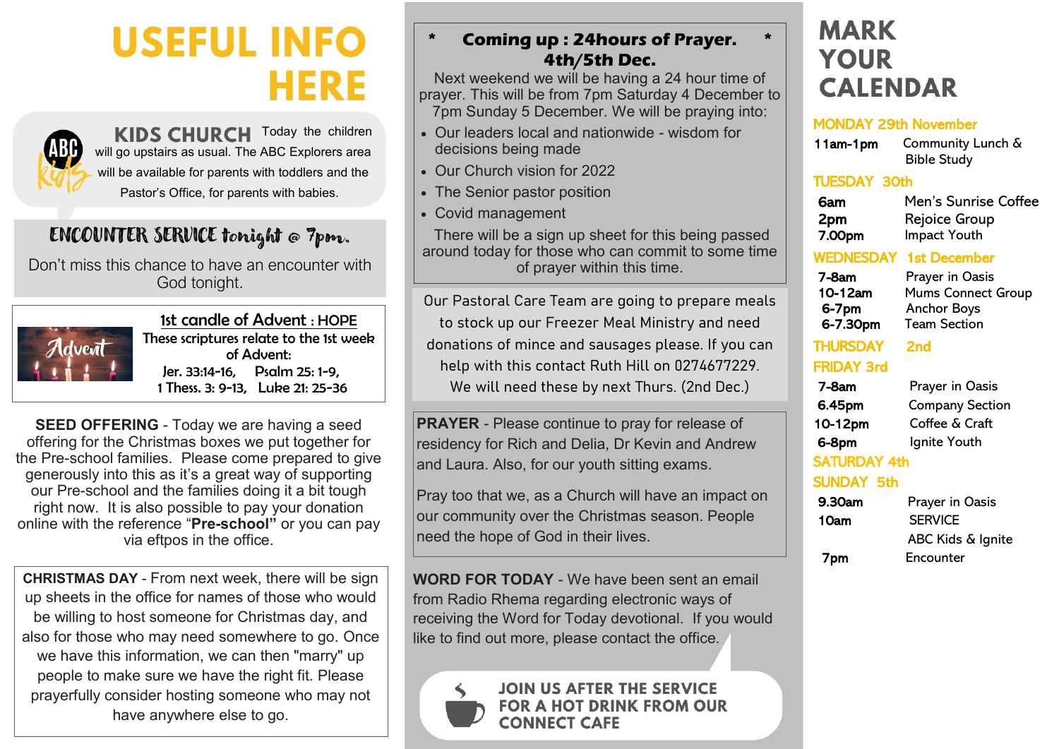# USEFUL INFO HERE

## KIDS CHURCH

Today the children will go upstairs as usual. The ABC Explorers area will be available for parents with toddlers and the Pastor's Office, for parents with babies.

## ENCOUNTER SERVICE tonight @ 7pm.

Don't miss this chance to have an encounter with God tonight.

## 1st candle of Advent : HOPE

These scriptures relate to the 1st week of Advent:
Jer. 33:14-16, Psalm 25: 1-9,
1 Thess. 3: 9-13, Luke 21: 25-36

**SEED OFFERING** - Today we are having a seed offering for the Christmas boxes we put together for the Pre-school families. Please come prepared to give generously into this as it's a great way of supporting our Pre-school and the families doing it a bit tough right now. It is also possible to pay your donation online with the reference "**Pre-school"** or you can pay via eftpos in the office.

**CHRISTMAS DAY** - From next week, there will be sign up sheets in the office for names of those who would be willing to host someone for Christmas day, and also for those who may need somewhere to go. Once we have this information, we can then "marry" up people to make sure we have the right fit. Please prayerfully consider hosting someone who may not have anywhere else to go.

## * Coming up : 24hours of Prayer. 4th/5th Dec. *

Next weekend we will be having a 24 hour time of prayer. This will be from 7pm Saturday 4 December to 7pm Sunday 5 December. We will be praying into:

- Our leaders local and nationwide - wisdom for decisions being made
- Our Church vision for 2022
- The Senior pastor position
- Covid management

There will be a sign up sheet for this being passed around today for those who can commit to some time of prayer within this time.

Our Pastoral Care Team are going to prepare meals to stock up our Freezer Meal Ministry and need donations of mince and sausages please. If you can help with this contact Ruth Hill on 0274677229. We will need these by next Thurs. (2nd Dec.)

**PRAYER** - Please continue to pray for release of residency for Rich and Delia, Dr Kevin and Andrew and Laura. Also, for our youth sitting exams.

Pray too that we, as a Church will have an impact on our community over the Christmas season. People need the hope of God in their lives.

**WORD FOR TODAY** - We have been sent an email from Radio Rhema regarding electronic ways of receiving the Word for Today devotional. If you would like to find out more, please contact the office.

**JOIN US AFTER THE SERVICE FOR A HOT DRINK FROM OUR CONNECT CAFE**

# MARK YOUR CALENDAR

### MONDAY 29th November

| | |
|---|---|
| 11am-1pm | Community Lunch & Bible Study |

### TUESDAY 30th

| | |
|---|---|
| 6am | Men's Sunrise Coffee |
| 2pm | Rejoice Group |
| 7.00pm | Impact Youth |

### WEDNESDAY 1st December

| | |
|---|---|
| 7-8am | Prayer in Oasis |
| 10-12am | Mums Connect Group |
| 6-7pm | Anchor Boys |
| 6-7.30pm | Team Section |

### THURSDAY 2nd

### FRIDAY 3rd

| | |
|---|---|
| 7-8am | Prayer in Oasis |
| 6.45pm | Company Section |
| 10-12pm | Coffee & Craft |
| 6-8pm | Ignite Youth |

### SATURDAY 4th

### SUNDAY 5th

| | |
|---|---|
| 9.30am | Prayer in Oasis |
| 10am | SERVICE |
| | ABC Kids & Ignite |
| 7pm | Encounter |